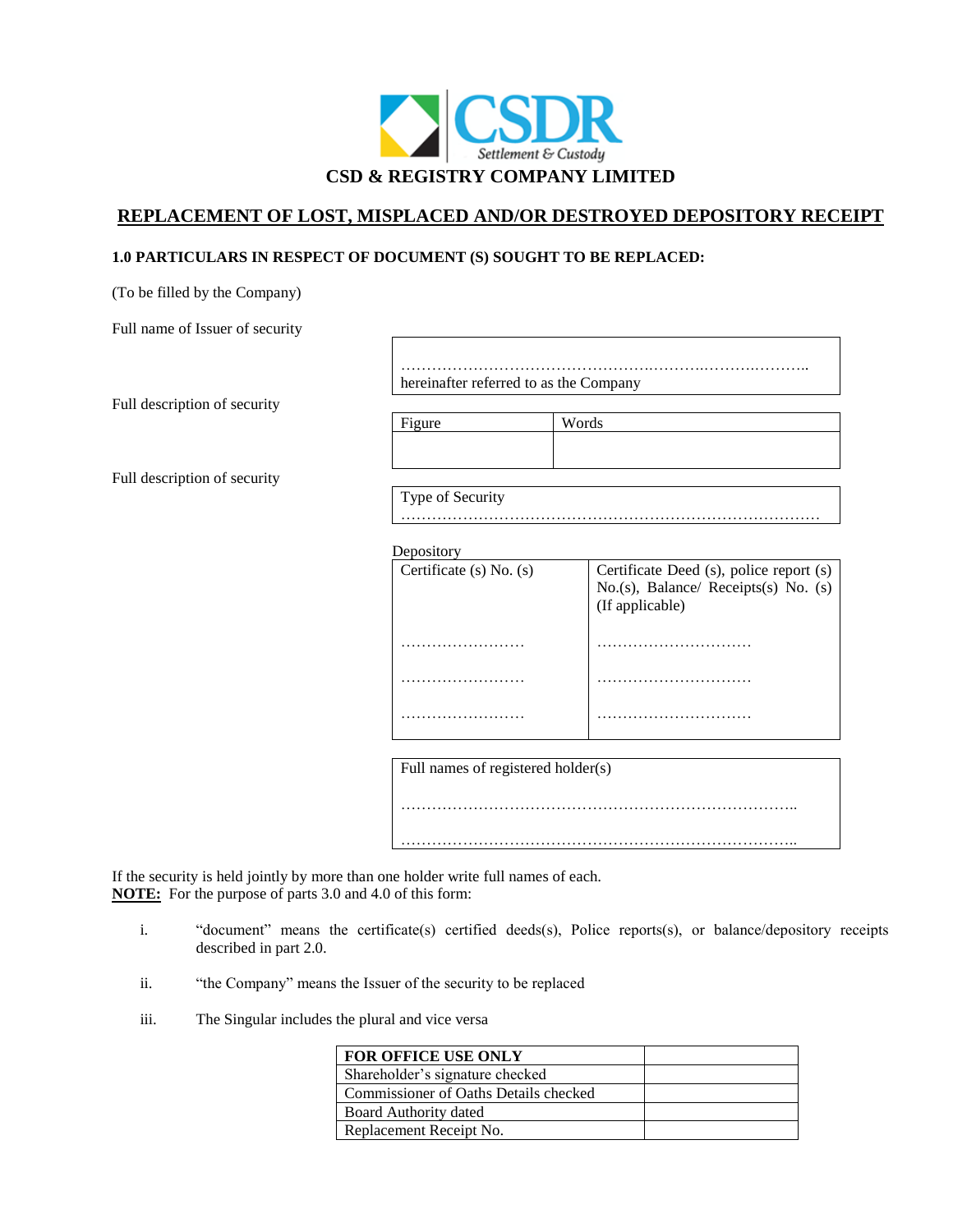CSDR Settlement & Custody

# CSD & REGISTRY COMPANY LIMITED

## REPLACEMENT OF LOST, MISPLACED AND/OR DESTROYED DEPOSITORY RECEIPT

### 1.0 PARTICULARS IN RESPECT OF DOCUMENT (S) SOUGHT TO BE REPLACED:

(To be filled by the Company)

Full name of Issuer of security

…………………………………………….……….……….……….. hereinafter referred to as the Company

Full description of security

| Figure | Words |
|---|---|
| | |

Full description of security

Type of Security ………………………………………………………………………

Depository

| Certificate (s) No. (s) | Certificate Deed (s), police report (s) No.(s), Balance/ Receipts(s) No. (s) (If applicable) |
|---|---|
| …………………… | ………………………… |
| …………………… | ………………………… |
| …………………… | ………………………… |

Full names of registered holder(s)

…………………………………………………………………..

…………………………………………………………………..

If the security is held jointly by more than one holder write full names of each.

**NOTE:** For the purpose of parts 3.0 and 4.0 of this form:

i. "document" means the certificate(s) certified deeds(s), Police reports(s), or balance/depository receipts described in part 2.0.

ii. "the Company" means the Issuer of the security to be replaced

iii. The Singular includes the plural and vice versa

| FOR OFFICE USE ONLY | |
|---|---|
| Shareholder's signature checked | |
| Commissioner of Oaths Details checked | |
| Board Authority dated | |
| Replacement Receipt No. | |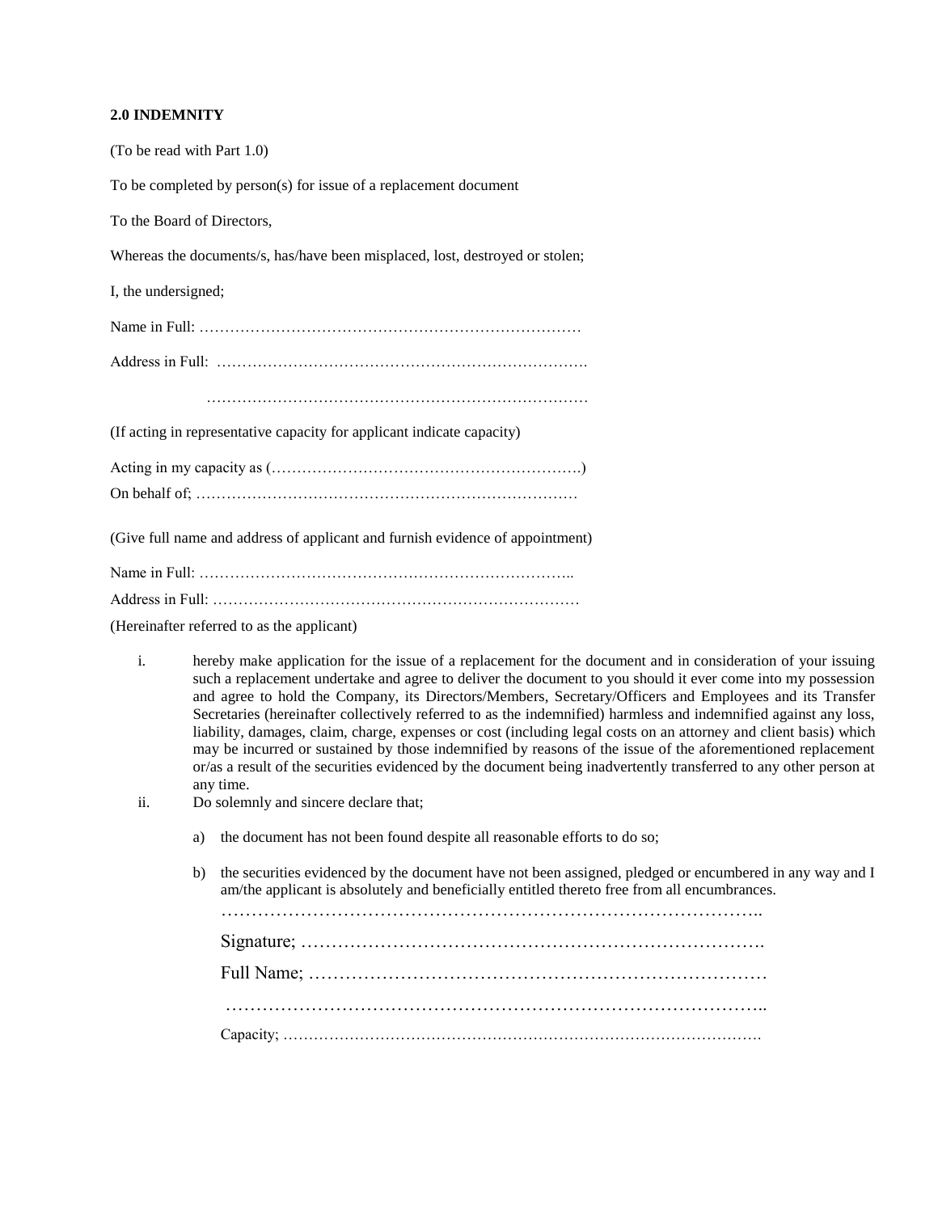**2.0 INDEMNITY**

(To be read with Part 1.0)

To be completed by person(s) for issue of a replacement document

To the Board of Directors,

Whereas the documents/s, has/have been misplaced, lost, destroyed or stolen;

I, the undersigned;

Name in Full: ………………………………………………………………

Address in Full: ……………………………………………………………….

………………………………………………………………

(If acting in representative capacity for applicant indicate capacity)

Acting in my capacity as (…………………………………………………….)
On behalf of; ………………………………………………………………

(Give full name and address of applicant and furnish evidence of appointment)

Name in Full: ………………………………………………………………..
Address in Full: ………………………………………………………………

(Hereinafter referred to as the applicant)

i. hereby make application for the issue of a replacement for the document and in consideration of your issuing such a replacement undertake and agree to deliver the document to you should it ever come into my possession and agree to hold the Company, its Directors/Members, Secretary/Officers and Employees and its Transfer Secretaries (hereinafter collectively referred to as the indemnified) harmless and indemnified against any loss, liability, damages, claim, charge, expenses or cost (including legal costs on an attorney and client basis) which may be incurred or sustained by those indemnified by reasons of the issue of the aforementioned replacement or/as a result of the securities evidenced by the document being inadvertently transferred to any other person at any time.
ii. Do solemnly and sincere declare that;

   a) the document has not been found despite all reasonable efforts to do so;

   b) the securities evidenced by the document have not been assigned, pledged or encumbered in any way and I am/the applicant is absolutely and beneficially entitled thereto free from all encumbrances.

……………………………………………………………………………..

Signature; ………………………………………………………………….

Full Name; …………………………………………………………………

……………………………………………………………………………..

Capacity; ……………………………………………………………………………………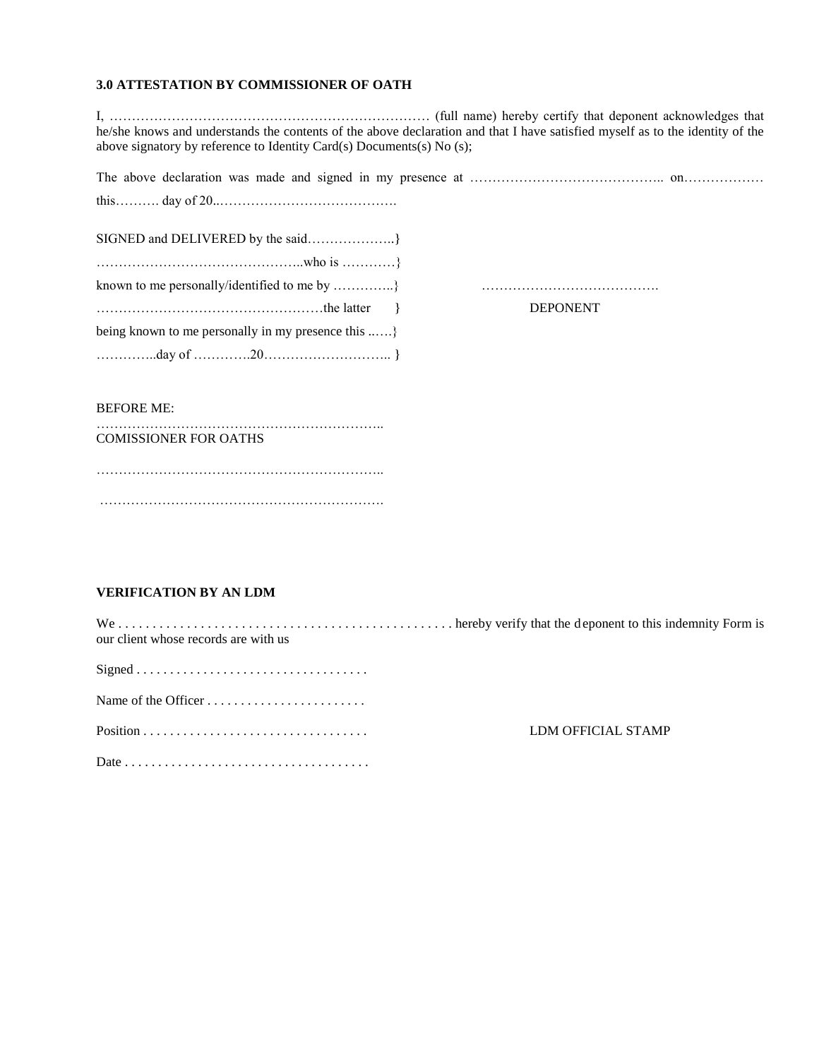**3.0 ATTESTATION BY COMMISSIONER OF OATH**

I, ………………………………………………………………… (full name) hereby certify that deponent acknowledges that he/she knows and understands the contents of the above declaration and that I have satisfied myself as to the identity of the above signatory by reference to Identity Card(s) Documents(s) No (s);

The above declaration was made and signed in my presence at …………………………………….. on……………… this………. day of 20..………………………………….

SIGNED and DELIVERED by the said………………..}
………………………………………..who is …………}
known to me personally/identified to me by …………..}
……………………………………………the latter }
being known to me personally in my presence this ..….}
…………..day of ………….20……………………….. }

………………………………….
DEPONENT

BEFORE ME:
………………………………………………………..
COMISSIONER FOR OATHS

………………………………………………………..

……………………………………………………….

**VERIFICATION BY AN LDM**

We . . . . . . . . . . . . . . . . . . . . . . . . . . . . . . . . . . . . . . . . . . . . . . . . hereby verify that the deponent to this indemnity Form is our client whose records are with us

Signed . . . . . . . . . . . . . . . . . . . . . . . . . . . . . . . . . .

Name of the Officer . . . . . . . . . . . . . . . . . . . . . . . .

Position . . . . . . . . . . . . . . . . . . . . . . . . . . . . . . . . .

LDM OFFICIAL STAMP

Date . . . . . . . . . . . . . . . . . . . . . . . . . . . . . . . . . . . .